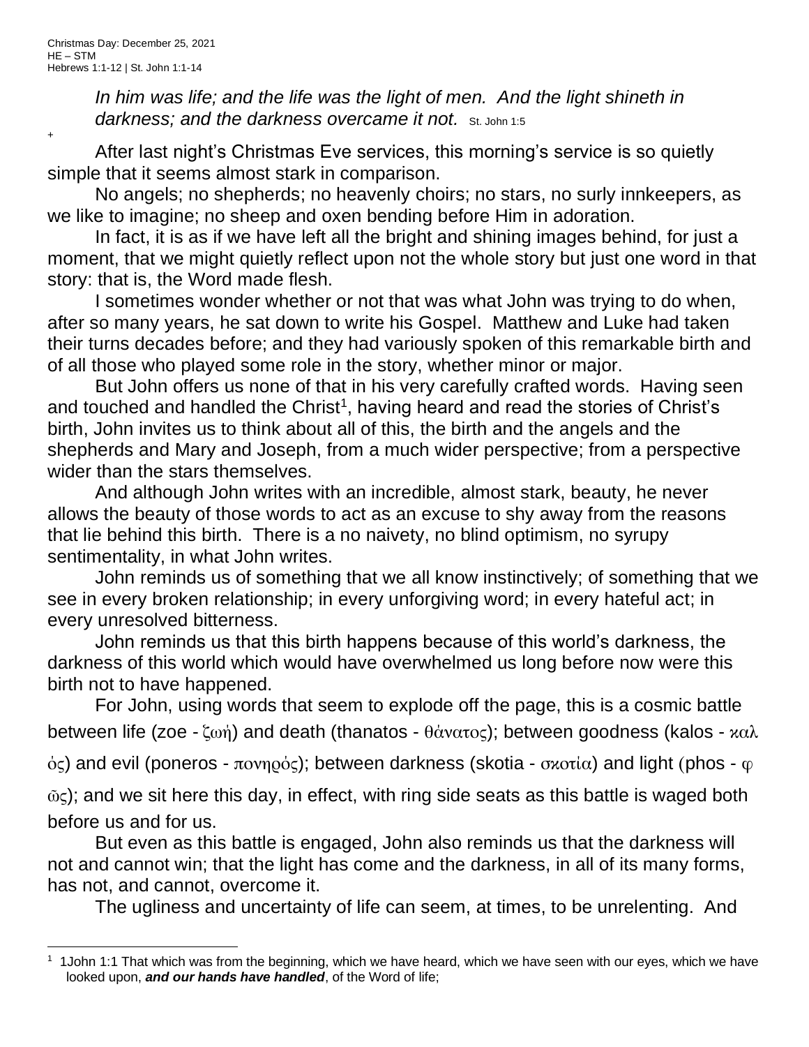Christmas Day: December 25, 2021
HE – STM
Hebrews 1:1-12 | St. John 1:1-14

*In him was life; and the life was the light of men. And the light shineth in darkness; and the darkness overcame it not.* St. John 1:5

+

After last night's Christmas Eve services, this morning's service is so quietly simple that it seems almost stark in comparison.

No angels; no shepherds; no heavenly choirs; no stars, no surly innkeepers, as we like to imagine; no sheep and oxen bending before Him in adoration.

In fact, it is as if we have left all the bright and shining images behind, for just a moment, that we might quietly reflect upon not the whole story but just one word in that story: that is, the Word made flesh.

I sometimes wonder whether or not that was what John was trying to do when, after so many years, he sat down to write his Gospel. Matthew and Luke had taken their turns decades before; and they had variously spoken of this remarkable birth and of all those who played some role in the story, whether minor or major.

But John offers us none of that in his very carefully crafted words. Having seen and touched and handled the Christ[1], having heard and read the stories of Christ's birth, John invites us to think about all of this, the birth and the angels and the shepherds and Mary and Joseph, from a much wider perspective; from a perspective wider than the stars themselves.

And although John writes with an incredible, almost stark, beauty, he never allows the beauty of those words to act as an excuse to shy away from the reasons that lie behind this birth. There is a no naivety, no blind optimism, no syrupy sentimentality, in what John writes.

John reminds us of something that we all know instinctively; of something that we see in every broken relationship; in every unforgiving word; in every hateful act; in every unresolved bitterness.

John reminds us that this birth happens because of this world's darkness, the darkness of this world which would have overwhelmed us long before now were this birth not to have happened.

For John, using words that seem to explode off the page, this is a cosmic battle between life (zoe - ζωή) and death (thanatos - θάνατος); between goodness (kalos - καλός) and evil (poneros - πονηρός); between darkness (skotia - σκοτία) and light (phos - φῶς); and we sit here this day, in effect, with ring side seats as this battle is waged both before us and for us.

But even as this battle is engaged, John also reminds us that the darkness will not and cannot win; that the light has come and the darkness, in all of its many forms, has not, and cannot, overcome it.

The ugliness and uncertainty of life can seem, at times, to be unrelenting. And

---

[1] 1John 1:1 That which was from the beginning, which we have heard, which we have seen with our eyes, which we have looked upon, ***and our hands have handled***, of the Word of life;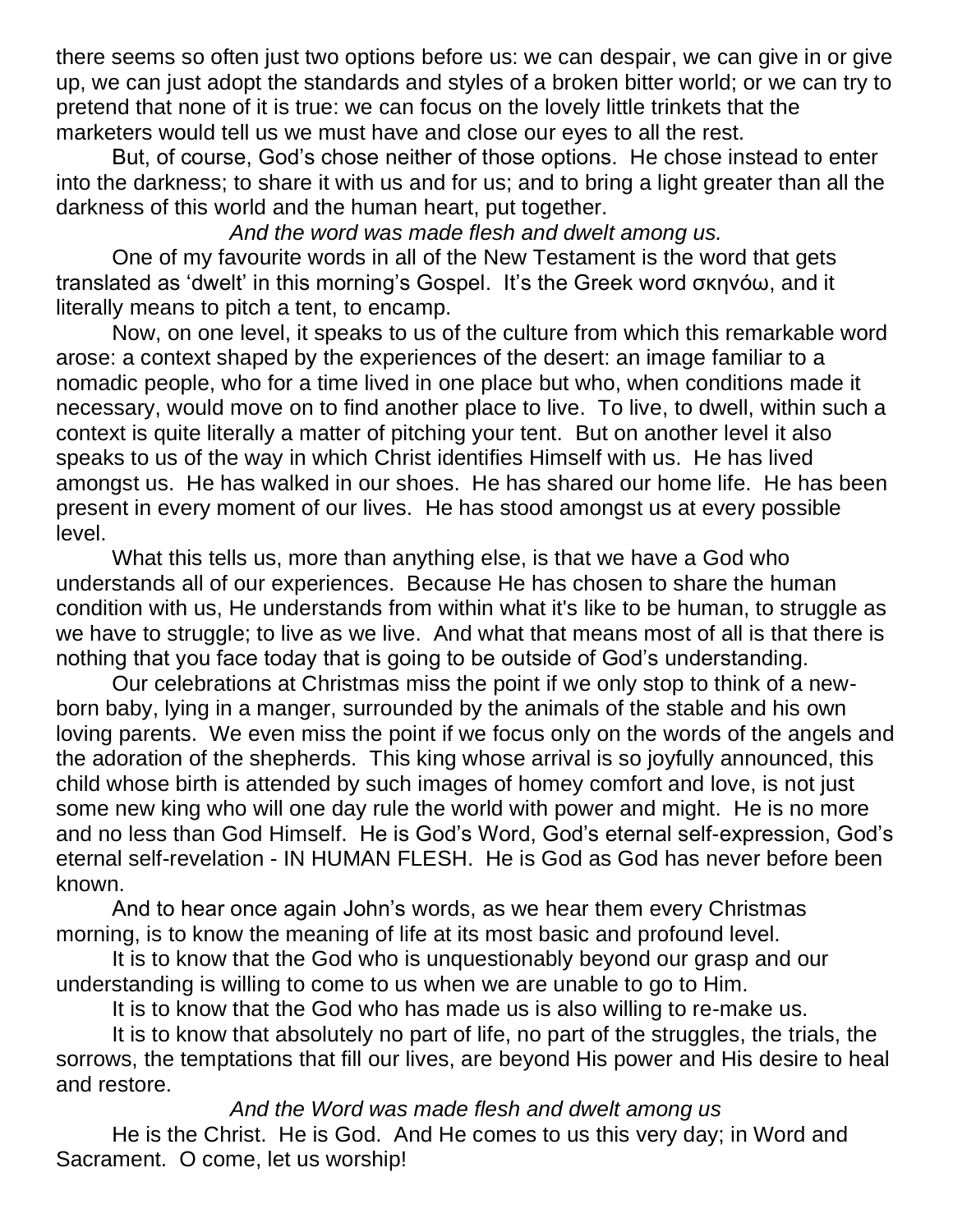there seems so often just two options before us: we can despair, we can give in or give up, we can just adopt the standards and styles of a broken bitter world; or we can try to pretend that none of it is true: we can focus on the lovely little trinkets that the marketers would tell us we must have and close our eyes to all the rest.

But, of course, God's chose neither of those options. He chose instead to enter into the darkness; to share it with us and for us; and to bring a light greater than all the darkness of this world and the human heart, put together.

*And the word was made flesh and dwelt among us.*

One of my favourite words in all of the New Testament is the word that gets translated as 'dwelt' in this morning's Gospel. It's the Greek word σκηνόω, and it literally means to pitch a tent, to encamp.

Now, on one level, it speaks to us of the culture from which this remarkable word arose: a context shaped by the experiences of the desert: an image familiar to a nomadic people, who for a time lived in one place but who, when conditions made it necessary, would move on to find another place to live. To live, to dwell, within such a context is quite literally a matter of pitching your tent. But on another level it also speaks to us of the way in which Christ identifies Himself with us. He has lived amongst us. He has walked in our shoes. He has shared our home life. He has been present in every moment of our lives. He has stood amongst us at every possible level.

What this tells us, more than anything else, is that we have a God who understands all of our experiences. Because He has chosen to share the human condition with us, He understands from within what it's like to be human, to struggle as we have to struggle; to live as we live. And what that means most of all is that there is nothing that you face today that is going to be outside of God's understanding.

Our celebrations at Christmas miss the point if we only stop to think of a new-born baby, lying in a manger, surrounded by the animals of the stable and his own loving parents. We even miss the point if we focus only on the words of the angels and the adoration of the shepherds. This king whose arrival is so joyfully announced, this child whose birth is attended by such images of homey comfort and love, is not just some new king who will one day rule the world with power and might. He is no more and no less than God Himself. He is God's Word, God's eternal self-expression, God's eternal self-revelation - IN HUMAN FLESH. He is God as God has never before been known.

And to hear once again John's words, as we hear them every Christmas morning, is to know the meaning of life at its most basic and profound level.

It is to know that the God who is unquestionably beyond our grasp and our understanding is willing to come to us when we are unable to go to Him.

It is to know that the God who has made us is also willing to re-make us.

It is to know that absolutely no part of life, no part of the struggles, the trials, the sorrows, the temptations that fill our lives, are beyond His power and His desire to heal and restore.

*And the Word was made flesh and dwelt among us*

He is the Christ. He is God. And He comes to us this very day; in Word and Sacrament. O come, let us worship!